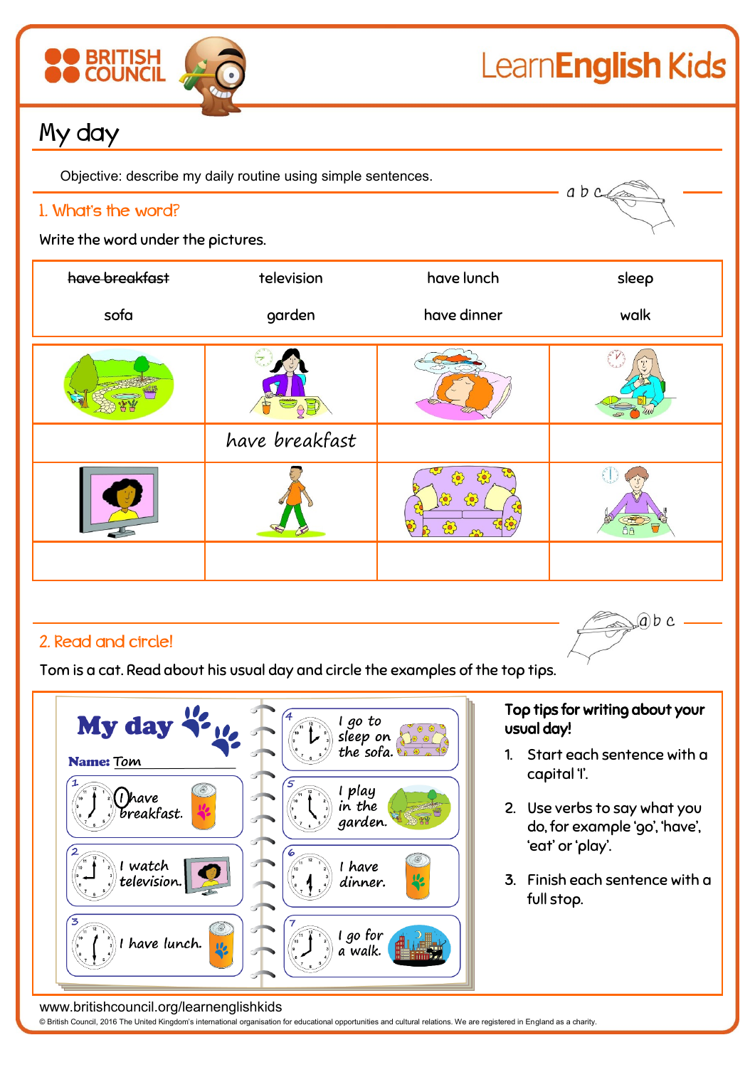# My day

Objective: describe my daily routine using simple sentences.

## 1. What's the word?

Write the word under the pictures.

| | | | |
|---|---|---|---|
| ~~have breakfast~~ | television | have lunch | sleep |
| sofa | garden | have dinner | walk |

| | | | |
|---|---|---|---|
| | | | |
| | have breakfast | | |
| | | | |
| | | | |

## 2. Read and circle!

Tom is a cat. Read about his usual day and circle the examples of the top tips.

**My day**

**Name:** Tom

1. I have breakfast.
2. I watch television.
3. I have lunch.
4. I go to sleep on the sofa.
5. I play in the garden.
6. I have dinner.
7. I go for a walk.

**Top tips for writing about your usual day!**

1. Start each sentence with a capital 'I'.
2. Use verbs to say what you do, for example 'go', 'have', 'eat' or 'play'.
3. Finish each sentence with a full stop.

www.britishcouncil.org/learnenglishkids

© British Council, 2016 The United Kingdom's international organisation for educational opportunities and cultural relations. We are registered in England as a charity.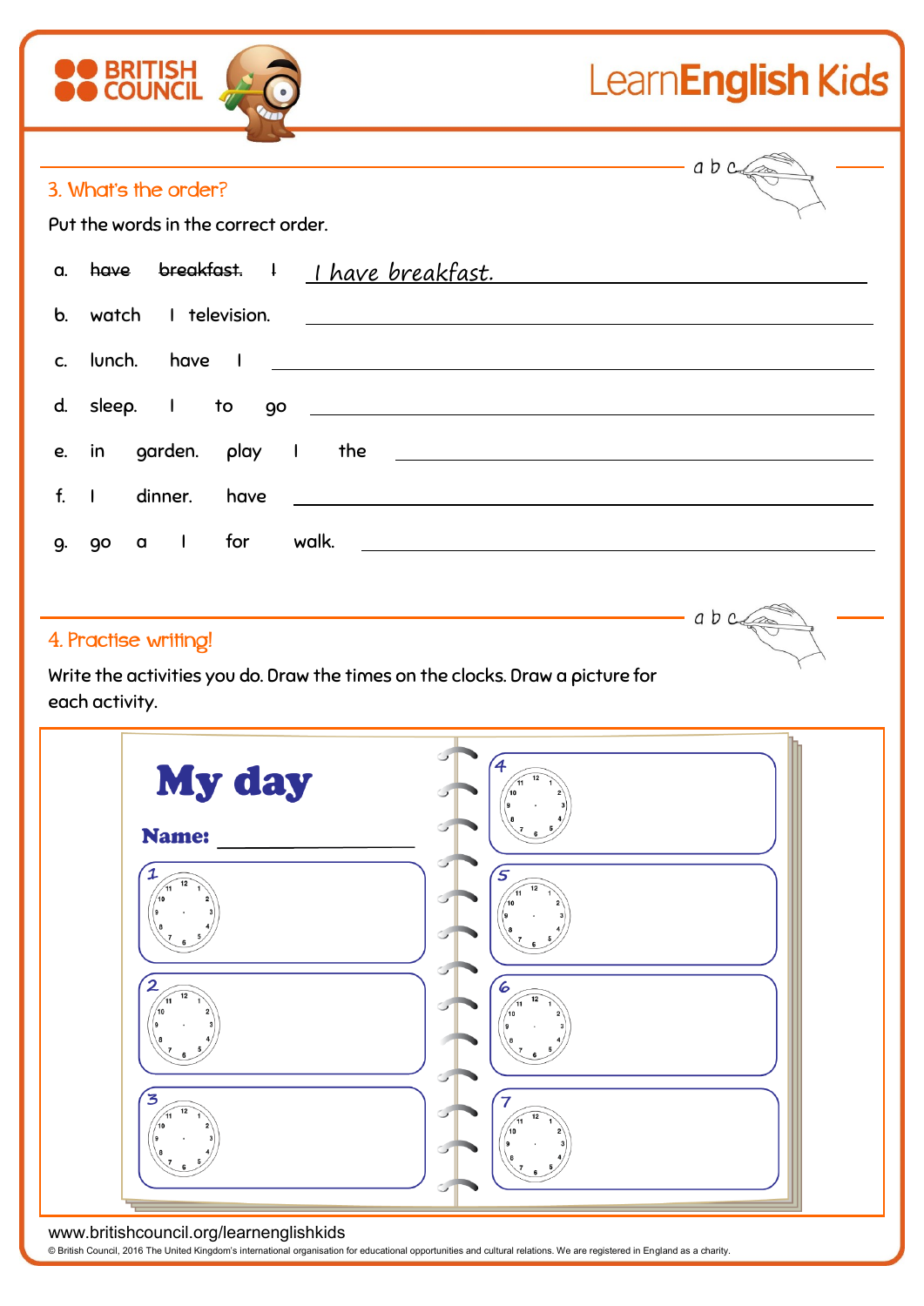## 3. What's the order?

Put the words in the correct order.

a. ~~have~~ ~~breakfast.~~ ~~I~~ *I have breakfast.*

b. watch I television. ______________________________

c. lunch. have I ______________________________

d. sleep. I to go ______________________________

e. in garden. play I the ______________________________

f. I dinner. have ______________________________

g. go a I for walk. ______________________________

## 4. Practise writing!

Write the activities you do. Draw the times on the clocks. Draw a picture for each activity.

# My day

**Name:** ______________________

1

2

3

4

5

6

7

www.britishcouncil.org/learnenglishkids

© British Council, 2016 The United Kingdom's international organisation for educational opportunities and cultural relations. We are registered in England as a charity.